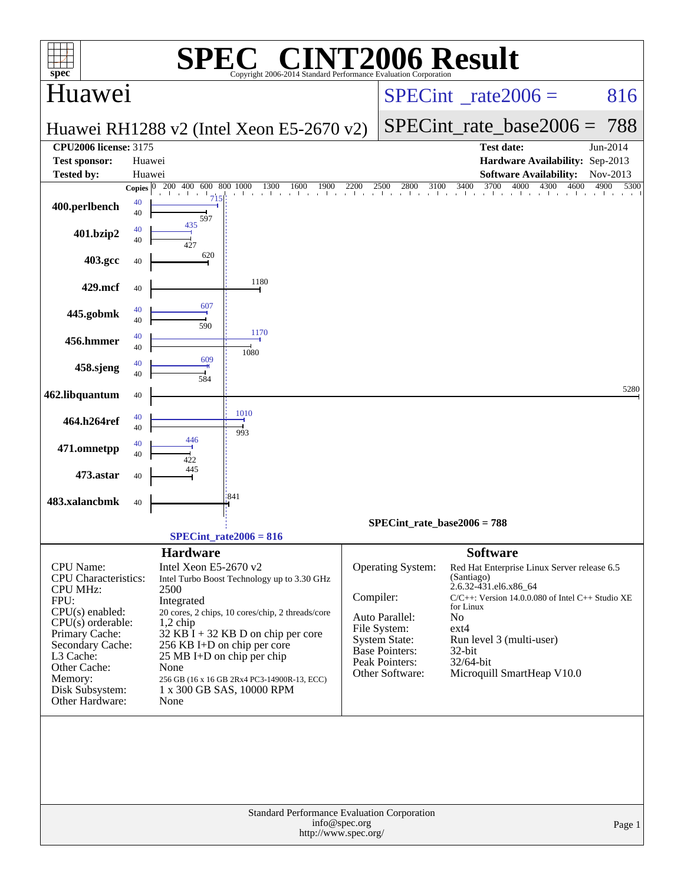# SPEC® CINT2006 Result

Copyright 2006-2014 Standard Performance Evaluation Corporation

## Huawei

**Huawei RH1288 v2 (Intel Xeon E5-2670 v2)**

SPECint_rate2006 = 816

SPECint_rate_base2006 = 788

| | | | |
|---|---|---|---|
| **CPU2006 license:** 3175 | | **Test date:** | Jun-2014 |
| **Test sponsor:** | Huawei | **Hardware Availability:** | Sep-2013 |
| **Tested by:** | Huawei | **Software Availability:** | Nov-2013 |

| Benchmark | Copies (peak) | Peak | Copies (base) | Base |
|---|---|---|---|---|
| 400.perlbench | 40 | 715 | 40 | 597 |
| 401.bzip2 | 40 | 435 | 40 | 427 |
| 403.gcc | | | 40 | 620 |
| 429.mcf | | | 40 | 1180 |
| 445.gobmk | 40 | 607 | 40 | 590 |
| 456.hmmer | 40 | 1170 | 40 | 1080 |
| 458.sjeng | 40 | 609 | 40 | 584 |
| 462.libquantum | | | 40 | 5280 |
| 464.h264ref | 40 | 1010 | 40 | 993 |
| 471.omnetpp | 40 | 446 | 40 | 422 |
| 473.astar | | | 40 | 445 |
| 483.xalancbmk | | | 40 | 841 |

SPECint_rate_base2006 = 788

SPECint_rate2006 = 816

## Hardware

| | |
|---|---|
| CPU Name: | Intel Xeon E5-2670 v2 |
| CPU Characteristics: | Intel Turbo Boost Technology up to 3.30 GHz |
| CPU MHz: | 2500 |
| FPU: | Integrated |
| CPU(s) enabled: | 20 cores, 2 chips, 10 cores/chip, 2 threads/core |
| CPU(s) orderable: | 1,2 chip |
| Primary Cache: | 32 KB I + 32 KB D on chip per core |
| Secondary Cache: | 256 KB I+D on chip per core |
| L3 Cache: | 25 MB I+D on chip per chip |
| Other Cache: | None |
| Memory: | 256 GB (16 x 16 GB 2Rx4 PC3-14900R-13, ECC) |
| Disk Subsystem: | 1 x 300 GB SAS, 10000 RPM |
| Other Hardware: | None |

## Software

| | |
|---|---|
| Operating System: | Red Hat Enterprise Linux Server release 6.5 (Santiago) 2.6.32-431.el6.x86_64 |
| Compiler: | C/C++: Version 14.0.0.080 of Intel C++ Studio XE for Linux |
| Auto Parallel: | No |
| File System: | ext4 |
| System State: | Run level 3 (multi-user) |
| Base Pointers: | 32-bit |
| Peak Pointers: | 32/64-bit |
| Other Software: | Microquill SmartHeap V10.0 |

Standard Performance Evaluation Corporation
info@spec.org
http://www.spec.org/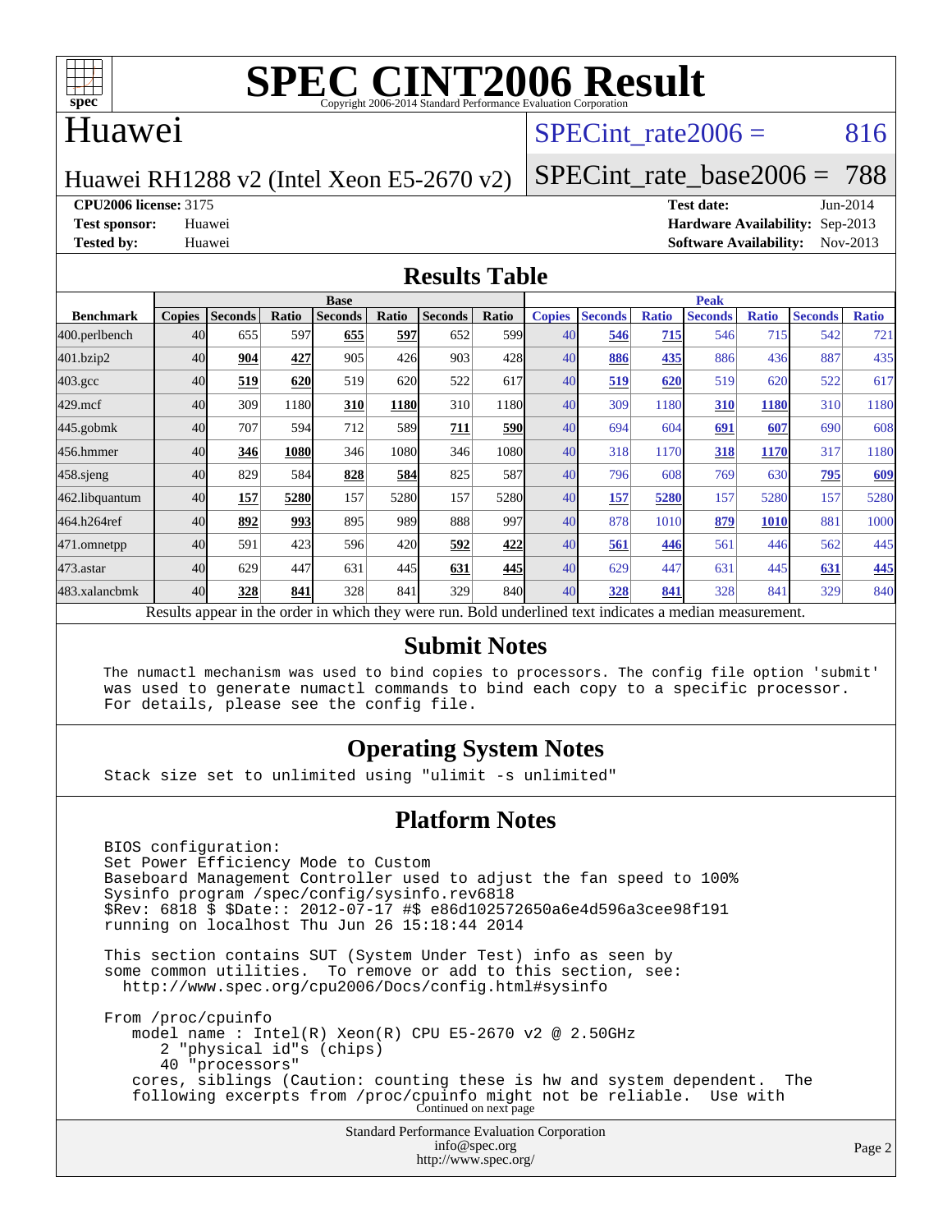# SPEC CINT2006 Result

Copyright 2006-2014 Standard Performance Evaluation Corporation

## Huawei

Huawei RH1288 v2 (Intel Xeon E5-2670 v2)

SPECint_rate2006 = 816

SPECint_rate_base2006 = 788

**CPU2006 license:** 3175
**Test sponsor:** Huawei
**Tested by:** Huawei

**Test date:** Jun-2014
**Hardware Availability:** Sep-2013
**Software Availability:** Nov-2013

## Results Table

| Benchmark | Base | | | | | | | Peak | | | | | | |
|---|---|---|---|---|---|---|---|---|---|---|---|---|---|---|
| | Copies | Seconds | Ratio | Seconds | Ratio | Seconds | Ratio | Copies | Seconds | Ratio | Seconds | Ratio | Seconds | Ratio |
| 400.perlbench | 40 | 655 | 597 | **655** | **597** | 652 | 599 | 40 | **546** | **715** | 546 | 715 | 542 | 721 |
| 401.bzip2 | 40 | **904** | **427** | 905 | 426 | 903 | 428 | 40 | **886** | **435** | 886 | 436 | 887 | 435 |
| 403.gcc | 40 | **519** | **620** | 519 | 620 | 522 | 617 | 40 | **519** | **620** | 519 | 620 | 522 | 617 |
| 429.mcf | 40 | 309 | 1180 | **310** | **1180** | 310 | 1180 | 40 | 309 | 1180 | **310** | **1180** | 310 | 1180 |
| 445.gobmk | 40 | 707 | 594 | 712 | 589 | **711** | **590** | 40 | 694 | 604 | **691** | **607** | 690 | 608 |
| 456.hmmer | 40 | **346** | **1080** | 346 | 1080 | 346 | 1080 | 40 | 318 | 1170 | **318** | **1170** | 317 | 1180 |
| 458.sjeng | 40 | 829 | 584 | **828** | **584** | 825 | 587 | 40 | 796 | 608 | 769 | 630 | **795** | **609** |
| 462.libquantum | 40 | **157** | **5280** | 157 | 5280 | 157 | 5280 | 40 | **157** | **5280** | 157 | 5280 | 157 | 5280 |
| 464.h264ref | 40 | **892** | **993** | 895 | 989 | 888 | 997 | 40 | 878 | 1010 | **879** | **1010** | 881 | 1000 |
| 471.omnetpp | 40 | 591 | 423 | 596 | 420 | **592** | **422** | 40 | **561** | **446** | 561 | 446 | 562 | 445 |
| 473.astar | 40 | 629 | 447 | 631 | 445 | **631** | **445** | 40 | 629 | 447 | 631 | 445 | **631** | **445** |
| 483.xalancbmk | 40 | **328** | **841** | 328 | 841 | 329 | 840 | 40 | **328** | **841** | 328 | 841 | 329 | 840 |

Results appear in the order in which they were run. Bold underlined text indicates a median measurement.

## Submit Notes

```
The numactl mechanism was used to bind copies to processors. The config file option 'submit'
was used to generate numactl commands to bind each copy to a specific processor.
For details, please see the config file.
```

## Operating System Notes

```
Stack size set to unlimited using "ulimit -s unlimited"
```

## Platform Notes

```
BIOS configuration:
Set Power Efficiency Mode to Custom
Baseboard Management Controller used to adjust the fan speed to 100%
Sysinfo program /spec/config/sysinfo.rev6818
$Rev: 6818 $ $Date:: 2012-07-17 #$ e86d102572650a6e4d596a3cee98f191
running on localhost Thu Jun 26 15:18:44 2014

This section contains SUT (System Under Test) info as seen by
some common utilities.  To remove or add to this section, see:
  http://www.spec.org/cpu2006/Docs/config.html#sysinfo

From /proc/cpuinfo
   model name : Intel(R) Xeon(R) CPU E5-2670 v2 @ 2.50GHz
      2 "physical id"s (chips)
      40 "processors"
   cores, siblings (Caution: counting these is hw and system dependent.  The
   following excerpts from /proc/cpuinfo might not be reliable.  Use with
```

Continued on next page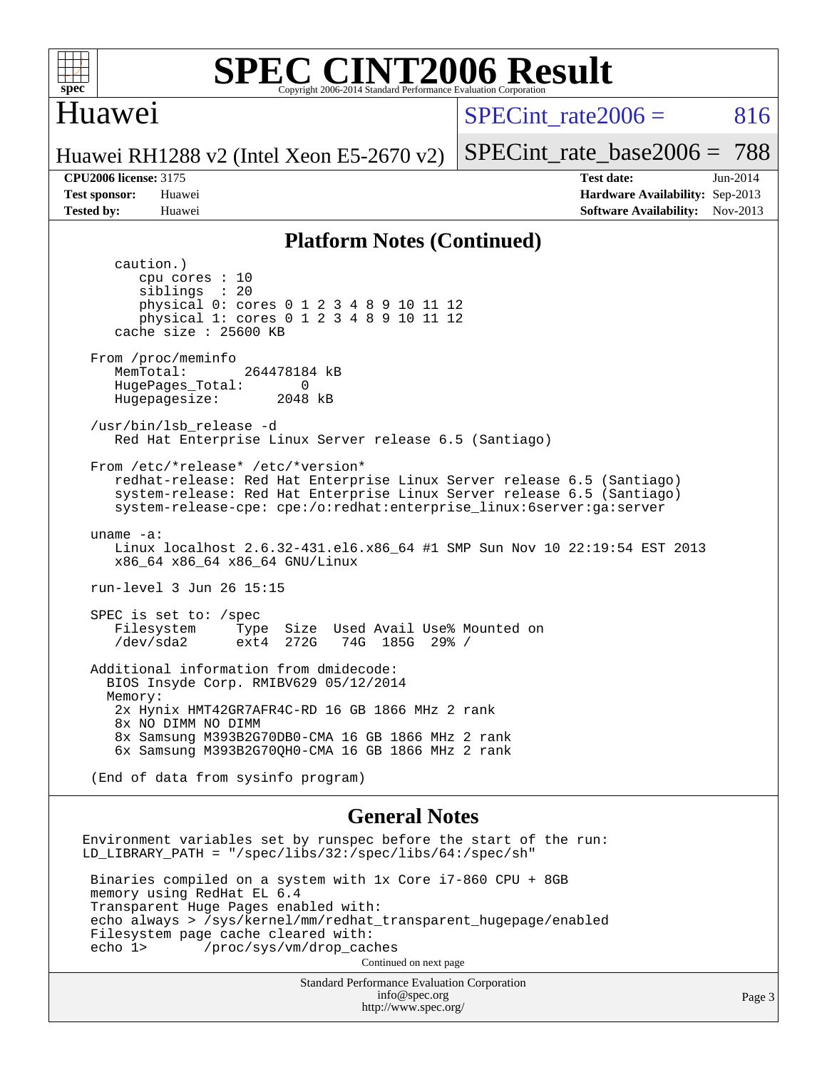## Platform Notes (Continued)

```
caution.)
   cpu cores : 10
   siblings  : 20
   physical 0: cores 0 1 2 3 4 8 9 10 11 12
   physical 1: cores 0 1 2 3 4 8 9 10 11 12
cache size : 25600 KB

From /proc/meminfo
   MemTotal:       264478184 kB
   HugePages_Total:       0
   Hugepagesize:       2048 kB

/usr/bin/lsb_release -d
   Red Hat Enterprise Linux Server release 6.5 (Santiago)

From /etc/*release* /etc/*version*
   redhat-release: Red Hat Enterprise Linux Server release 6.5 (Santiago)
   system-release: Red Hat Enterprise Linux Server release 6.5 (Santiago)
   system-release-cpe: cpe:/o:redhat:enterprise_linux:6server:ga:server

uname -a:
   Linux localhost 2.6.32-431.el6.x86_64 #1 SMP Sun Nov 10 22:19:54 EST 2013
   x86_64 x86_64 x86_64 GNU/Linux

run-level 3 Jun 26 15:15

SPEC is set to: /spec
   Filesystem     Type  Size  Used Avail Use% Mounted on
   /dev/sda2      ext4  272G   74G  185G  29% /

Additional information from dmidecode:
  BIOS Insyde Corp. RMIBV629 05/12/2014
  Memory:
   2x Hynix HMT42GR7AFR4C-RD 16 GB 1866 MHz 2 rank
   8x NO DIMM NO DIMM
   8x Samsung M393B2G70DB0-CMA 16 GB 1866 MHz 2 rank
   6x Samsung M393B2G70QH0-CMA 16 GB 1866 MHz 2 rank

(End of data from sysinfo program)
```

## General Notes

```
Environment variables set by runspec before the start of the run:
LD_LIBRARY_PATH = "/spec/libs/32:/spec/libs/64:/spec/sh"

 Binaries compiled on a system with 1x Core i7-860 CPU + 8GB
 memory using RedHat EL 6.4
 Transparent Huge Pages enabled with:
 echo always > /sys/kernel/mm/redhat_transparent_hugepage/enabled
 Filesystem page cache cleared with:
 echo 1>       /proc/sys/vm/drop_caches
```

Continued on next page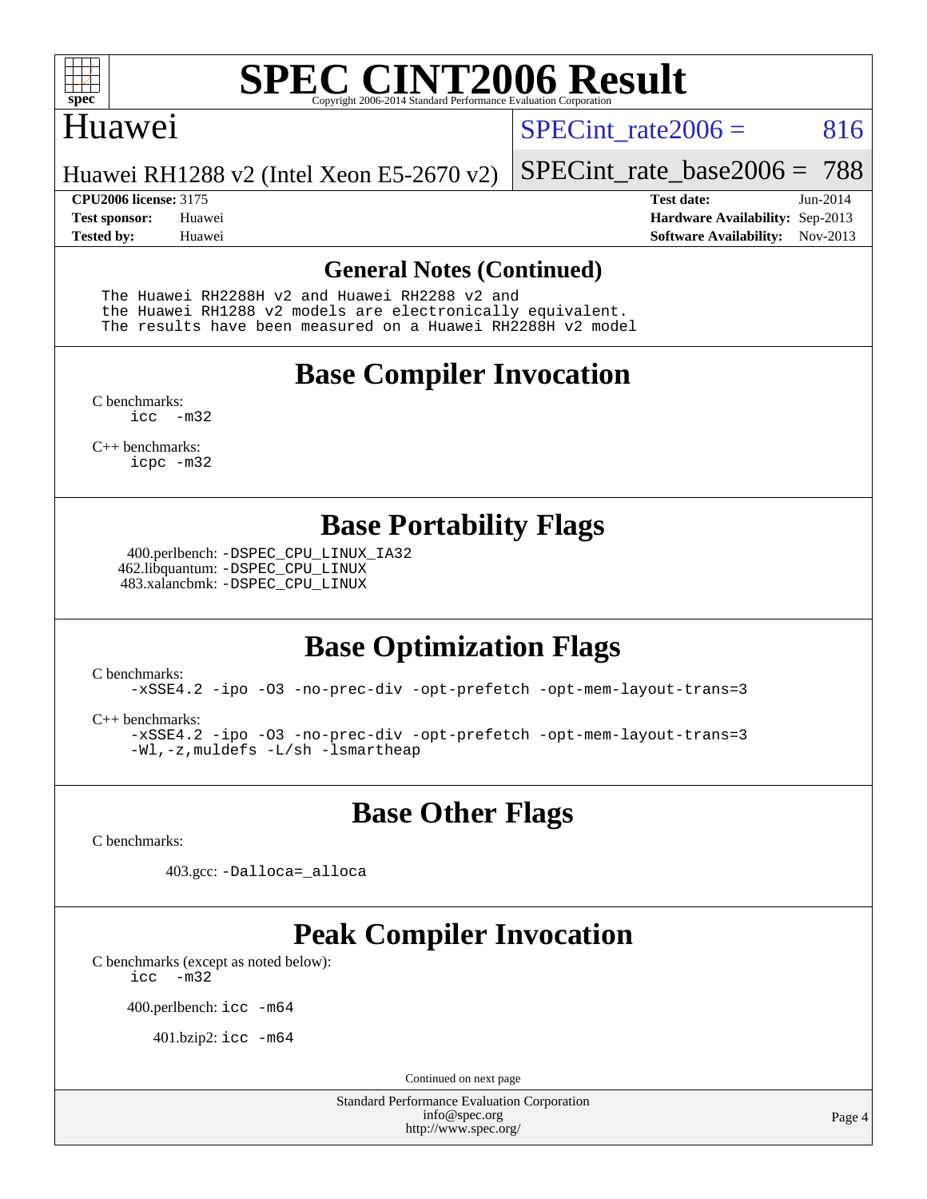# SPEC CINT2006 Result

Copyright 2006-2014 Standard Performance Evaluation Corporation

## Huawei

Huawei RH1288 v2 (Intel Xeon E5-2670 v2)

SPECint_rate2006 = 816

SPECint_rate_base2006 = 788

**CPU2006 license:** 3175
**Test sponsor:** Huawei
**Tested by:** Huawei

**Test date:** Jun-2014
**Hardware Availability:** Sep-2013
**Software Availability:** Nov-2013

## General Notes (Continued)

```
The Huawei RH2288H v2 and Huawei RH2288 v2 and
the Huawei RH1288 v2 models are electronically equivalent.
The results have been measured on a Huawei RH2288H v2 model
```

## Base Compiler Invocation

C benchmarks:
`icc -m32`

C++ benchmarks:
`icpc -m32`

## Base Portability Flags

400.perlbench: `-DSPEC_CPU_LINUX_IA32`
462.libquantum: `-DSPEC_CPU_LINUX`
483.xalancbmk: `-DSPEC_CPU_LINUX`

## Base Optimization Flags

C benchmarks:
`-xSSE4.2 -ipo -O3 -no-prec-div -opt-prefetch -opt-mem-layout-trans=3`

C++ benchmarks:
`-xSSE4.2 -ipo -O3 -no-prec-div -opt-prefetch -opt-mem-layout-trans=3`
`-Wl,-z,muldefs -L/sh -lsmartheap`

## Base Other Flags

C benchmarks:

403.gcc: `-Dalloca=_alloca`

## Peak Compiler Invocation

C benchmarks (except as noted below):
`icc -m32`

400.perlbench: `icc -m64`

401.bzip2: `icc -m64`

Continued on next page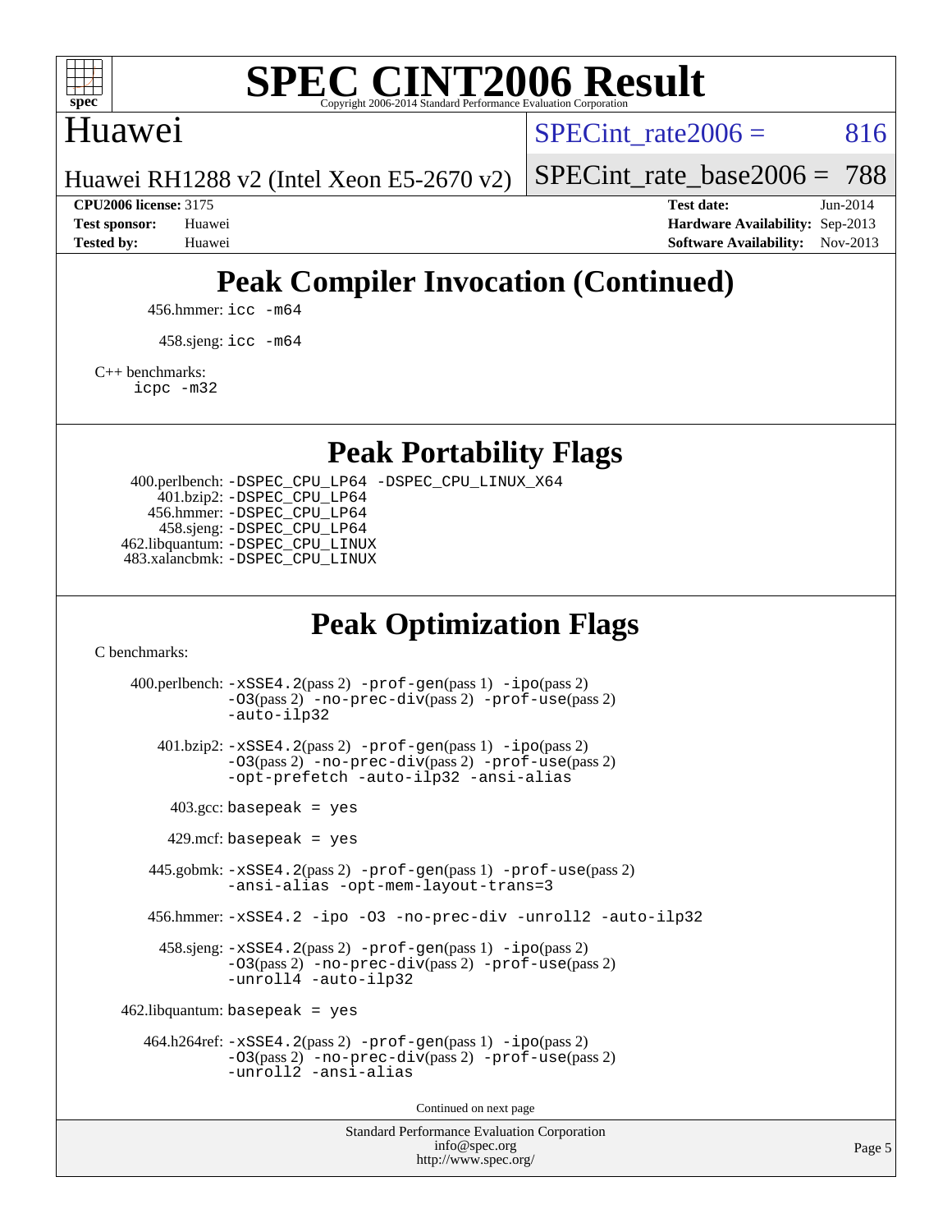## Peak Compiler Invocation (Continued)

456.hmmer: `icc -m64`

458.sjeng: `icc -m64`

C++ benchmarks:
`icpc -m32`

## Peak Portability Flags

400.perlbench: `-DSPEC_CPU_LP64 -DSPEC_CPU_LINUX_X64`
401.bzip2: `-DSPEC_CPU_LP64`
456.hmmer: `-DSPEC_CPU_LP64`
458.sjeng: `-DSPEC_CPU_LP64`
462.libquantum: `-DSPEC_CPU_LINUX`
483.xalancbmk: `-DSPEC_CPU_LINUX`

## Peak Optimization Flags

C benchmarks:

400.perlbench: `-xSSE4.2`(pass 2) `-prof-gen`(pass 1) `-ipo`(pass 2) `-O3`(pass 2) `-no-prec-div`(pass 2) `-prof-use`(pass 2) `-auto-ilp32`

401.bzip2: `-xSSE4.2`(pass 2) `-prof-gen`(pass 1) `-ipo`(pass 2) `-O3`(pass 2) `-no-prec-div`(pass 2) `-prof-use`(pass 2) `-opt-prefetch -auto-ilp32 -ansi-alias`

403.gcc: `basepeak = yes`

429.mcf: `basepeak = yes`

445.gobmk: `-xSSE4.2`(pass 2) `-prof-gen`(pass 1) `-prof-use`(pass 2) `-ansi-alias -opt-mem-layout-trans=3`

456.hmmer: `-xSSE4.2 -ipo -O3 -no-prec-div -unroll2 -auto-ilp32`

458.sjeng: `-xSSE4.2`(pass 2) `-prof-gen`(pass 1) `-ipo`(pass 2) `-O3`(pass 2) `-no-prec-div`(pass 2) `-prof-use`(pass 2) `-unroll4 -auto-ilp32`

462.libquantum: `basepeak = yes`

464.h264ref: `-xSSE4.2`(pass 2) `-prof-gen`(pass 1) `-ipo`(pass 2) `-O3`(pass 2) `-no-prec-div`(pass 2) `-prof-use`(pass 2) `-unroll2 -ansi-alias`

Continued on next page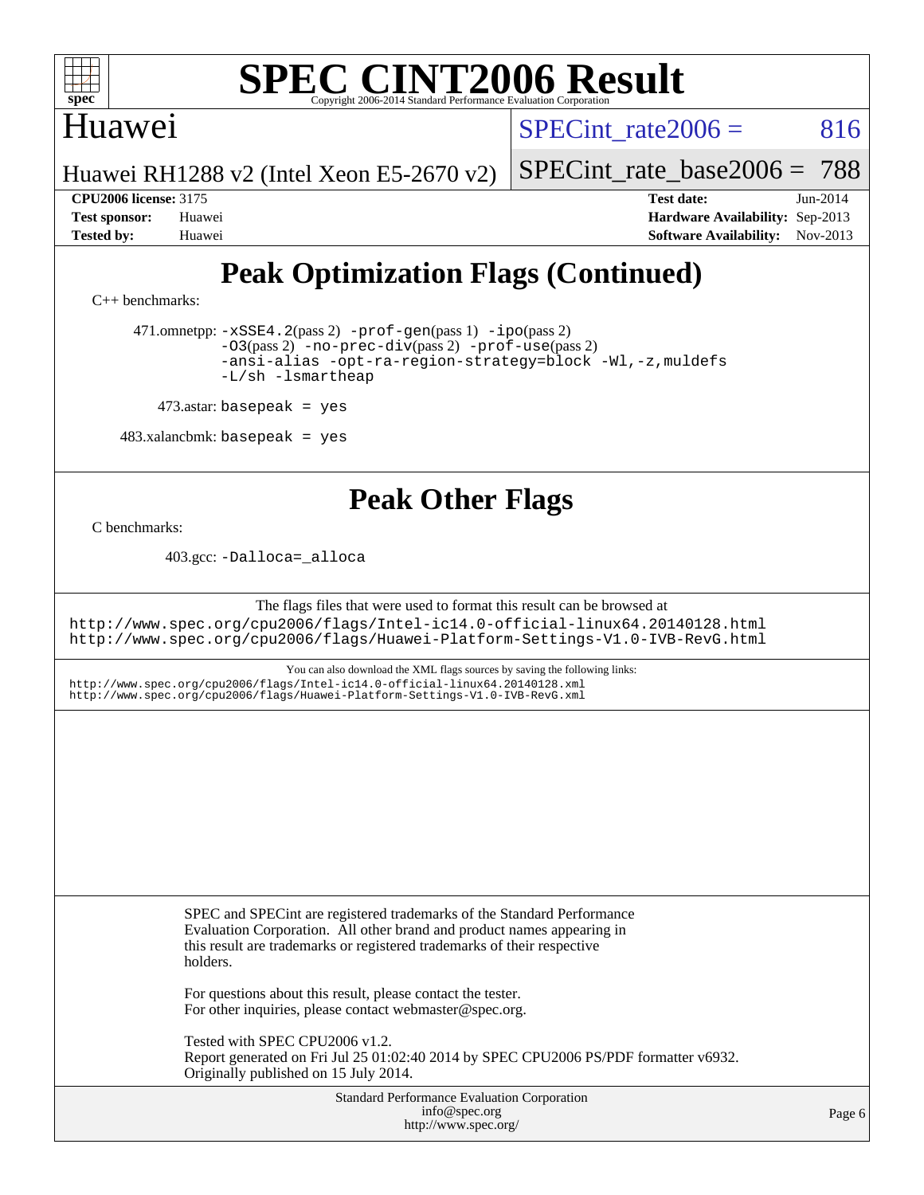## Peak Optimization Flags (Continued)

C++ benchmarks:

471.omnetpp: -xSSE4.2(pass 2) -prof-gen(pass 1) -ipo(pass 2) -O3(pass 2) -no-prec-div(pass 2) -prof-use(pass 2) -ansi-alias -opt-ra-region-strategy=block -Wl,-z,muldefs -L/sh -lsmartheap

473.astar: basepeak = yes

483.xalancbmk: basepeak = yes

## Peak Other Flags

C benchmarks:

403.gcc: -Dalloca=_alloca

The flags files that were used to format this result can be browsed at
http://www.spec.org/cpu2006/flags/Intel-ic14.0-official-linux64.20140128.html
http://www.spec.org/cpu2006/flags/Huawei-Platform-Settings-V1.0-IVB-RevG.html

You can also download the XML flags sources by saving the following links:
http://www.spec.org/cpu2006/flags/Intel-ic14.0-official-linux64.20140128.xml
http://www.spec.org/cpu2006/flags/Huawei-Platform-Settings-V1.0-IVB-RevG.xml

SPEC and SPECint are registered trademarks of the Standard Performance Evaluation Corporation. All other brand and product names appearing in this result are trademarks or registered trademarks of their respective holders.

For questions about this result, please contact the tester.
For other inquiries, please contact webmaster@spec.org.

Tested with SPEC CPU2006 v1.2.
Report generated on Fri Jul 25 01:02:40 2014 by SPEC CPU2006 PS/PDF formatter v6932.
Originally published on 15 July 2014.